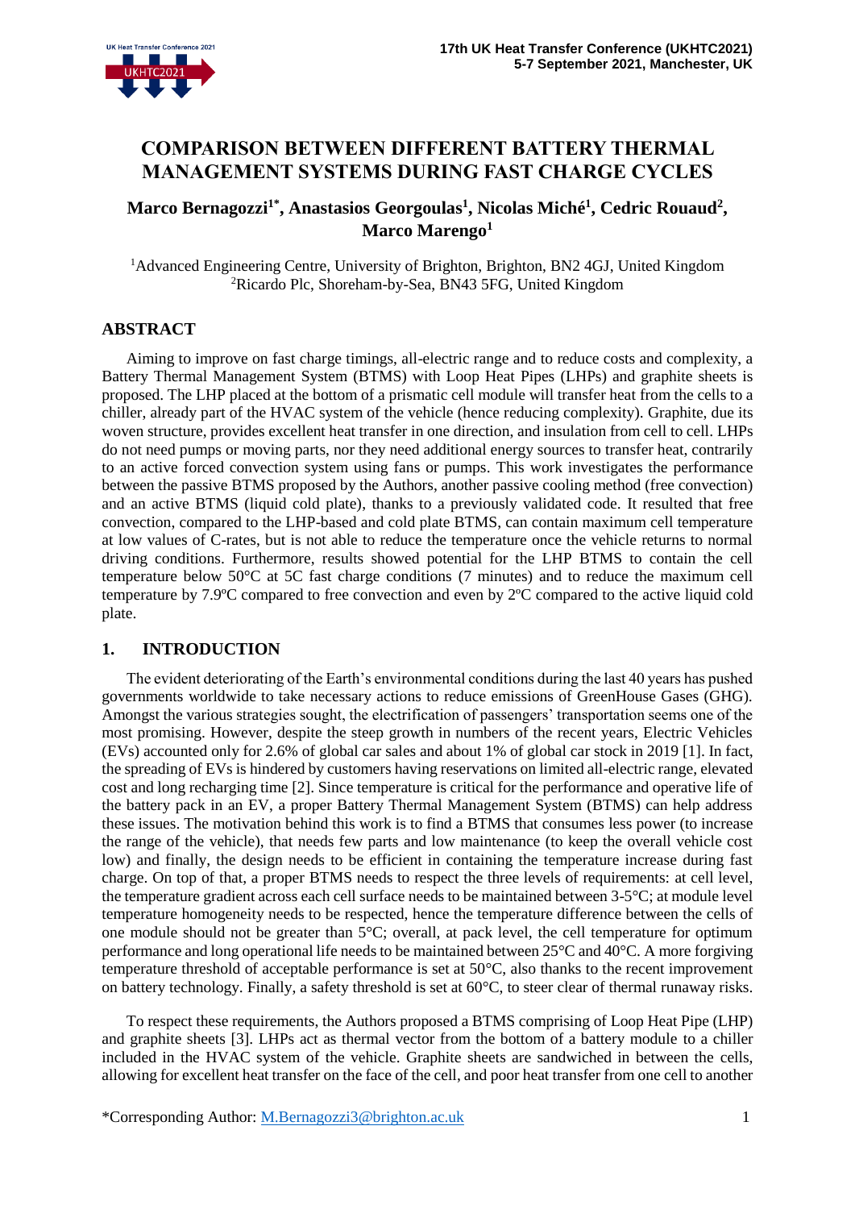# COMPARISON BETWEEN DIFFERENT BATTERY THERMAL MANAGEMENT SYSTEMS DURING FAST CHARGE CYCLES

**Marco Bernagozzi[1*], Anastasios Georgoulas[1], Nicolas Miché[1], Cedric Rouaud[2], Marco Marengo[1]**

[1]Advanced Engineering Centre, University of Brighton, Brighton, BN2 4GJ, United Kingdom
[2]Ricardo Plc, Shoreham-by-Sea, BN43 5FG, United Kingdom

## ABSTRACT

Aiming to improve on fast charge timings, all-electric range and to reduce costs and complexity, a Battery Thermal Management System (BTMS) with Loop Heat Pipes (LHPs) and graphite sheets is proposed. The LHP placed at the bottom of a prismatic cell module will transfer heat from the cells to a chiller, already part of the HVAC system of the vehicle (hence reducing complexity). Graphite, due its woven structure, provides excellent heat transfer in one direction, and insulation from cell to cell. LHPs do not need pumps or moving parts, nor they need additional energy sources to transfer heat, contrarily to an active forced convection system using fans or pumps. This work investigates the performance between the passive BTMS proposed by the Authors, another passive cooling method (free convection) and an active BTMS (liquid cold plate), thanks to a previously validated code. It resulted that free convection, compared to the LHP-based and cold plate BTMS, can contain maximum cell temperature at low values of C-rates, but is not able to reduce the temperature once the vehicle returns to normal driving conditions. Furthermore, results showed potential for the LHP BTMS to contain the cell temperature below 50°C at 5C fast charge conditions (7 minutes) and to reduce the maximum cell temperature by 7.9ºC compared to free convection and even by 2ºC compared to the active liquid cold plate.

## 1. INTRODUCTION

The evident deteriorating of the Earth's environmental conditions during the last 40 years has pushed governments worldwide to take necessary actions to reduce emissions of GreenHouse Gases (GHG). Amongst the various strategies sought, the electrification of passengers' transportation seems one of the most promising. However, despite the steep growth in numbers of the recent years, Electric Vehicles (EVs) accounted only for 2.6% of global car sales and about 1% of global car stock in 2019 [1]. In fact, the spreading of EVs is hindered by customers having reservations on limited all-electric range, elevated cost and long recharging time [2]. Since temperature is critical for the performance and operative life of the battery pack in an EV, a proper Battery Thermal Management System (BTMS) can help address these issues. The motivation behind this work is to find a BTMS that consumes less power (to increase the range of the vehicle), that needs few parts and low maintenance (to keep the overall vehicle cost low) and finally, the design needs to be efficient in containing the temperature increase during fast charge. On top of that, a proper BTMS needs to respect the three levels of requirements: at cell level, the temperature gradient across each cell surface needs to be maintained between 3-5°C; at module level temperature homogeneity needs to be respected, hence the temperature difference between the cells of one module should not be greater than 5°C; overall, at pack level, the cell temperature for optimum performance and long operational life needs to be maintained between 25°C and 40°C. A more forgiving temperature threshold of acceptable performance is set at 50°C, also thanks to the recent improvement on battery technology. Finally, a safety threshold is set at 60°C, to steer clear of thermal runaway risks.

To respect these requirements, the Authors proposed a BTMS comprising of Loop Heat Pipe (LHP) and graphite sheets [3]. LHPs act as thermal vector from the bottom of a battery module to a chiller included in the HVAC system of the vehicle. Graphite sheets are sandwiched in between the cells, allowing for excellent heat transfer on the face of the cell, and poor heat transfer from one cell to another

*Corresponding Author: M.Bernagozzi3@brighton.ac.uk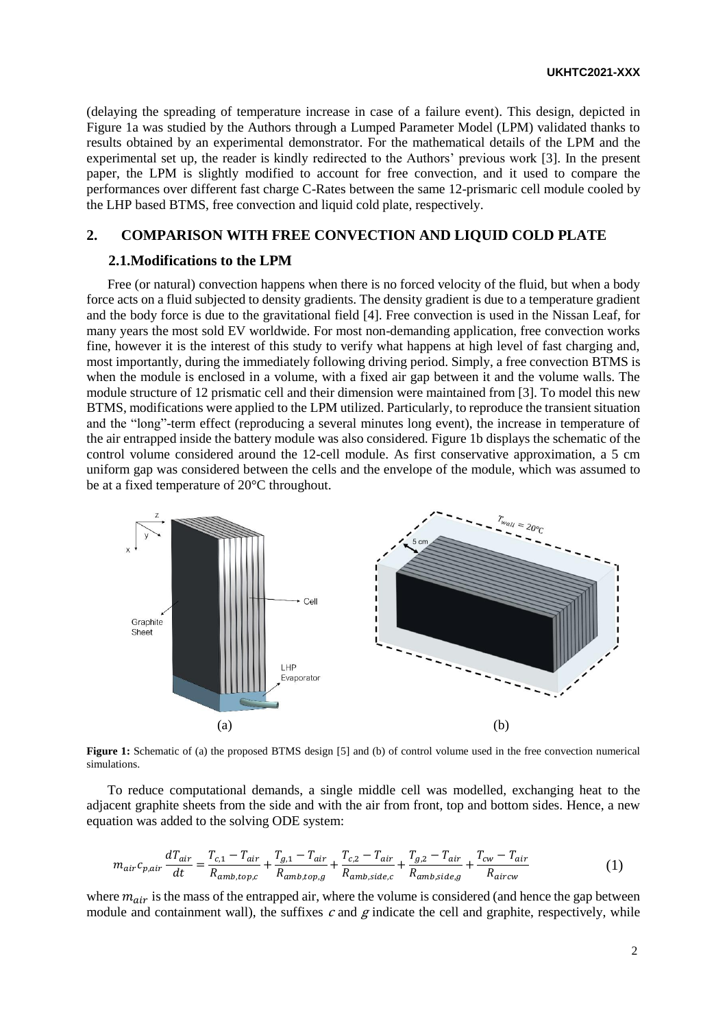(delaying the spreading of temperature increase in case of a failure event). This design, depicted in Figure 1a was studied by the Authors through a Lumped Parameter Model (LPM) validated thanks to results obtained by an experimental demonstrator. For the mathematical details of the LPM and the experimental set up, the reader is kindly redirected to the Authors' previous work [3]. In the present paper, the LPM is slightly modified to account for free convection, and it used to compare the performances over different fast charge C-Rates between the same 12-prismaric cell module cooled by the LHP based BTMS, free convection and liquid cold plate, respectively.

## 2. COMPARISON WITH FREE CONVECTION AND LIQUID COLD PLATE

### 2.1. Modifications to the LPM

Free (or natural) convection happens when there is no forced velocity of the fluid, but when a body force acts on a fluid subjected to density gradients. The density gradient is due to a temperature gradient and the body force is due to the gravitational field [4]. Free convection is used in the Nissan Leaf, for many years the most sold EV worldwide. For most non-demanding application, free convection works fine, however it is the interest of this study to verify what happens at high level of fast charging and, most importantly, during the immediately following driving period. Simply, a free convection BTMS is when the module is enclosed in a volume, with a fixed air gap between it and the volume walls. The module structure of 12 prismatic cell and their dimension were maintained from [3]. To model this new BTMS, modifications were applied to the LPM utilized. Particularly, to reproduce the transient situation and the "long"-term effect (reproducing a several minutes long event), the increase in temperature of the air entrapped inside the battery module was also considered. Figure 1b displays the schematic of the control volume considered around the 12-cell module. As first conservative approximation, a 5 cm uniform gap was considered between the cells and the envelope of the module, which was assumed to be at a fixed temperature of 20°C throughout.

**Figure 1:** Schematic of (a) the proposed BTMS design [5] and (b) of control volume used in the free convection numerical simulations.

To reduce computational demands, a single middle cell was modelled, exchanging heat to the adjacent graphite sheets from the side and with the air from front, top and bottom sides. Hence, a new equation was added to the solving ODE system:

$$m_{air} c_{p,air} \frac{dT_{air}}{dt} = \frac{T_{c,1} - T_{air}}{R_{amb,top,c}} + \frac{T_{g,1} - T_{air}}{R_{amb,top,g}} + \frac{T_{c,2} - T_{air}}{R_{amb,side,c}} + \frac{T_{g,2} - T_{air}}{R_{amb,side,g}} + \frac{T_{cw} - T_{air}}{R_{aircw}} \tag{1}$$

where $m_{air}$ is the mass of the entrapped air, where the volume is considered (and hence the gap between module and containment wall), the suffixes $c$ and $g$ indicate the cell and graphite, respectively, while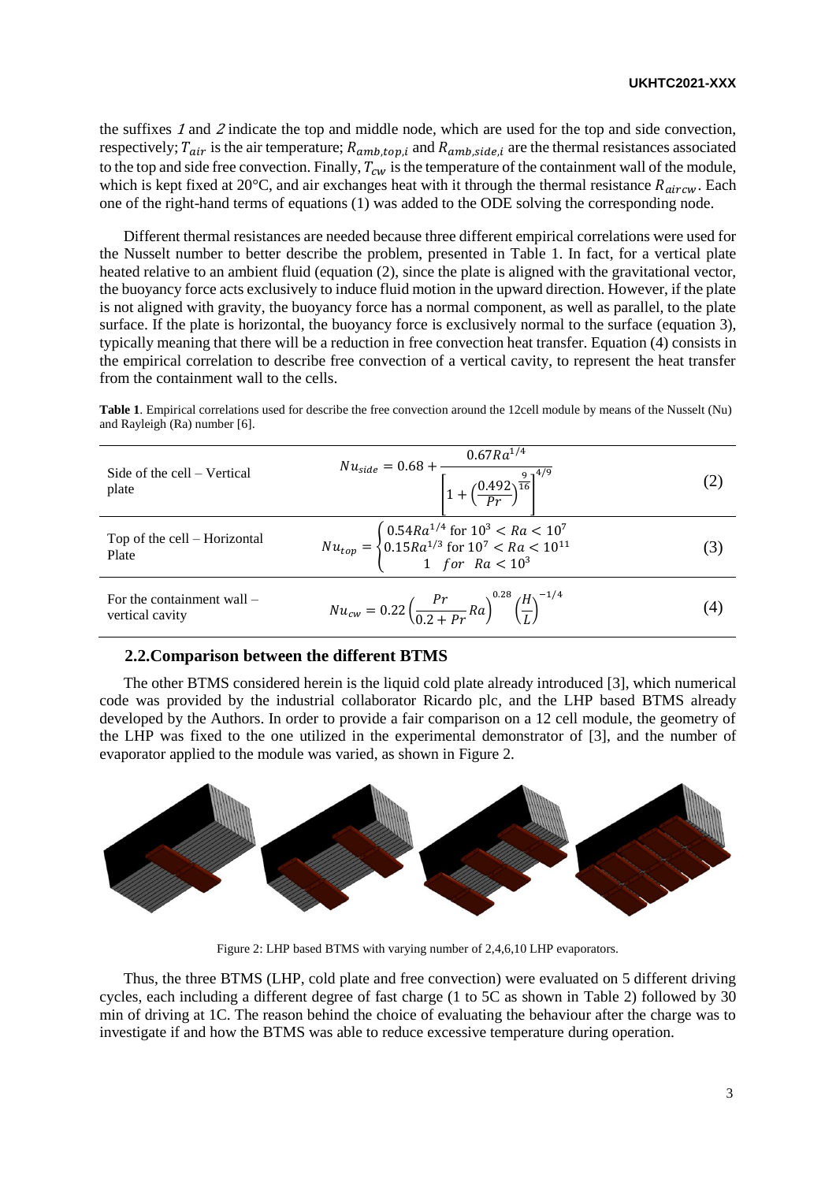the suffixes *1* and *2* indicate the top and middle node, which are used for the top and side convection, respectively; $T_{air}$ is the air temperature; $R_{amb,top,i}$ and $R_{amb,side,i}$ are the thermal resistances associated to the top and side free convection. Finally, $T_{cw}$ is the temperature of the containment wall of the module, which is kept fixed at 20°C, and air exchanges heat with it through the thermal resistance $R_{aircw}$. Each one of the right-hand terms of equations (1) was added to the ODE solving the corresponding node.

Different thermal resistances are needed because three different empirical correlations were used for the Nusselt number to better describe the problem, presented in Table 1. In fact, for a vertical plate heated relative to an ambient fluid (equation (2), since the plate is aligned with the gravitational vector, the buoyancy force acts exclusively to induce fluid motion in the upward direction. However, if the plate is not aligned with gravity, the buoyancy force has a normal component, as well as parallel, to the plate surface. If the plate is horizontal, the buoyancy force is exclusively normal to the surface (equation 3), typically meaning that there will be a reduction in free convection heat transfer. Equation (4) consists in the empirical correlation to describe free convection of a vertical cavity, to represent the heat transfer from the containment wall to the cells.

**Table 1**. Empirical correlations used for describe the free convection around the 12cell module by means of the Nusselt (Nu) and Rayleigh (Ra) number [6].

| | | |
|---|---|---|
| Side of the cell – Vertical plate | $Nu_{side} = 0.68 + \dfrac{0.67Ra^{1/4}}{\left[1+\left(\dfrac{0.492}{Pr}\right)^{\frac{9}{16}}\right]^{4/9}}$ | (2) |
| Top of the cell – Horizontal Plate | $Nu_{top} = \begin{cases} 0.54Ra^{1/4} \text{ for } 10^3 < Ra < 10^7 \\ 0.15Ra^{1/3} \text{ for } 10^7 < Ra < 10^{11} \\ 1 \quad for \quad Ra < 10^3 \end{cases}$ | (3) |
| For the containment wall – vertical cavity | $Nu_{cw} = 0.22\left(\dfrac{Pr}{0.2+Pr}Ra\right)^{0.28}\left(\dfrac{H}{L}\right)^{-1/4}$ | (4) |

### 2.2. Comparison between the different BTMS

The other BTMS considered herein is the liquid cold plate already introduced [3], which numerical code was provided by the industrial collaborator Ricardo plc, and the LHP based BTMS already developed by the Authors. In order to provide a fair comparison on a 12 cell module, the geometry of the LHP was fixed to the one utilized in the experimental demonstrator of [3], and the number of evaporator applied to the module was varied, as shown in Figure 2.

Figure 2: LHP based BTMS with varying number of 2,4,6,10 LHP evaporators.

Thus, the three BTMS (LHP, cold plate and free convection) were evaluated on 5 different driving cycles, each including a different degree of fast charge (1 to 5C as shown in Table 2) followed by 30 min of driving at 1C. The reason behind the choice of evaluating the behaviour after the charge was to investigate if and how the BTMS was able to reduce excessive temperature during operation.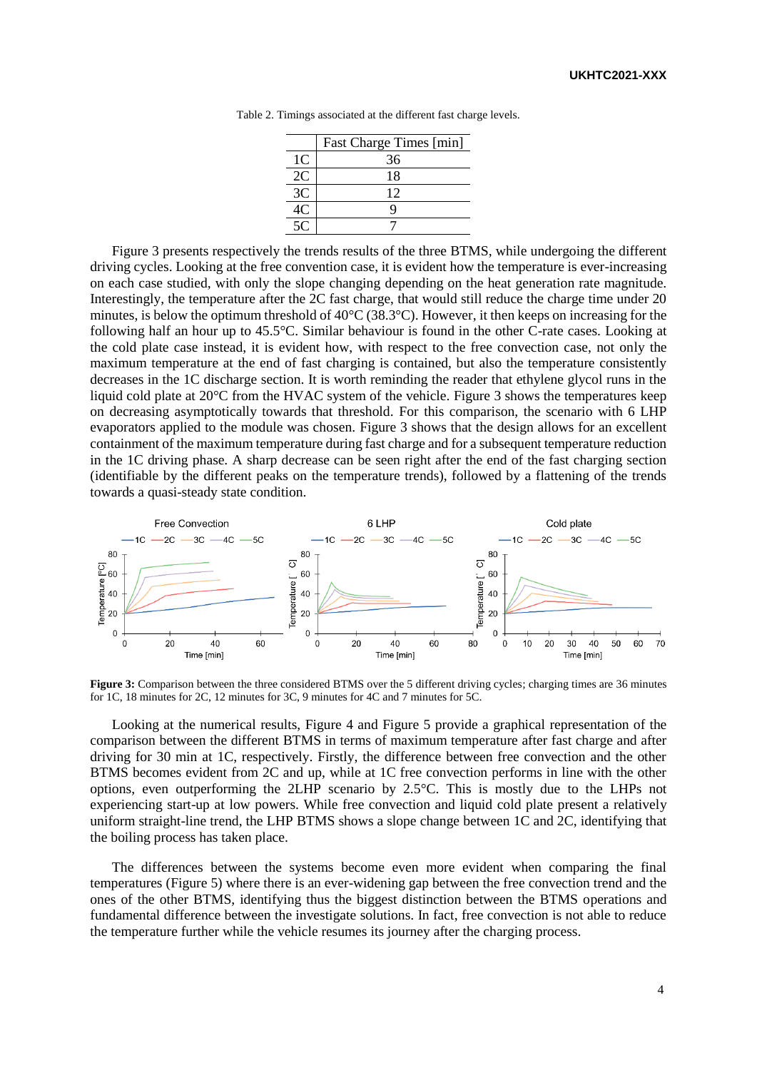Table 2. Timings associated at the different fast charge levels.

| | Fast Charge Times [min] |
|---|---|
| 1C | 36 |
| 2C | 18 |
| 3C | 12 |
| 4C | 9 |
| 5C | 7 |

Figure 3 presents respectively the trends results of the three BTMS, while undergoing the different driving cycles. Looking at the free convention case, it is evident how the temperature is ever-increasing on each case studied, with only the slope changing depending on the heat generation rate magnitude. Interestingly, the temperature after the 2C fast charge, that would still reduce the charge time under 20 minutes, is below the optimum threshold of 40°C (38.3°C). However, it then keeps on increasing for the following half an hour up to 45.5°C. Similar behaviour is found in the other C-rate cases. Looking at the cold plate case instead, it is evident how, with respect to the free convection case, not only the maximum temperature at the end of fast charging is contained, but also the temperature consistently decreases in the 1C discharge section. It is worth reminding the reader that ethylene glycol runs in the liquid cold plate at 20°C from the HVAC system of the vehicle. Figure 3 shows the temperatures keep on decreasing asymptotically towards that threshold. For this comparison, the scenario with 6 LHP evaporators applied to the module was chosen. Figure 3 shows that the design allows for an excellent containment of the maximum temperature during fast charge and for a subsequent temperature reduction in the 1C driving phase. A sharp decrease can be seen right after the end of the fast charging section (identifiable by the different peaks on the temperature trends), followed by a flattening of the trends towards a quasi-steady state condition.

**Figure 3:** Comparison between the three considered BTMS over the 5 different driving cycles; charging times are 36 minutes for 1C, 18 minutes for 2C, 12 minutes for 3C, 9 minutes for 4C and 7 minutes for 5C.

Looking at the numerical results, Figure 4 and Figure 5 provide a graphical representation of the comparison between the different BTMS in terms of maximum temperature after fast charge and after driving for 30 min at 1C, respectively. Firstly, the difference between free convection and the other BTMS becomes evident from 2C and up, while at 1C free convection performs in line with the other options, even outperforming the 2LHP scenario by 2.5°C. This is mostly due to the LHPs not experiencing start-up at low powers. While free convection and liquid cold plate present a relatively uniform straight-line trend, the LHP BTMS shows a slope change between 1C and 2C, identifying that the boiling process has taken place.

The differences between the systems become even more evident when comparing the final temperatures (Figure 5) where there is an ever-widening gap between the free convection trend and the ones of the other BTMS, identifying thus the biggest distinction between the BTMS operations and fundamental difference between the investigate solutions. In fact, free convection is not able to reduce the temperature further while the vehicle resumes its journey after the charging process.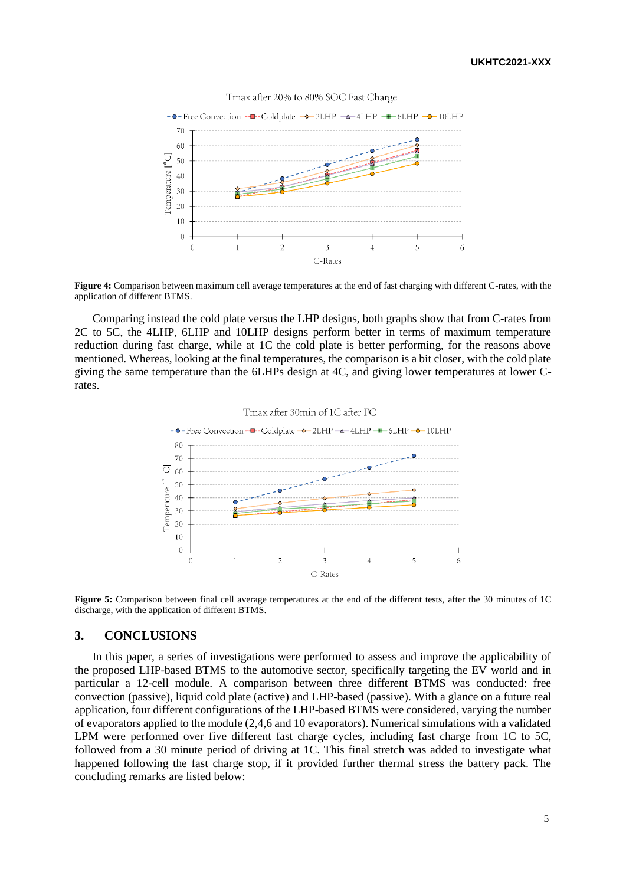**Figure 4:** Comparison between maximum cell average temperatures at the end of fast charging with different C-rates, with the application of different BTMS.

Comparing instead the cold plate versus the LHP designs, both graphs show that from C-rates from 2C to 5C, the 4LHP, 6LHP and 10LHP designs perform better in terms of maximum temperature reduction during fast charge, while at 1C the cold plate is better performing, for the reasons above mentioned. Whereas, looking at the final temperatures, the comparison is a bit closer, with the cold plate giving the same temperature than the 6LHPs design at 4C, and giving lower temperatures at lower C-rates.

**Figure 5:** Comparison between final cell average temperatures at the end of the different tests, after the 30 minutes of 1C discharge, with the application of different BTMS.

## 3. CONCLUSIONS

In this paper, a series of investigations were performed to assess and improve the applicability of the proposed LHP-based BTMS to the automotive sector, specifically targeting the EV world and in particular a 12-cell module. A comparison between three different BTMS was conducted: free convection (passive), liquid cold plate (active) and LHP-based (passive). With a glance on a future real application, four different configurations of the LHP-based BTMS were considered, varying the number of evaporators applied to the module (2,4,6 and 10 evaporators). Numerical simulations with a validated LPM were performed over five different fast charge cycles, including fast charge from 1C to 5C, followed from a 30 minute period of driving at 1C. This final stretch was added to investigate what happened following the fast charge stop, if it provided further thermal stress the battery pack. The concluding remarks are listed below: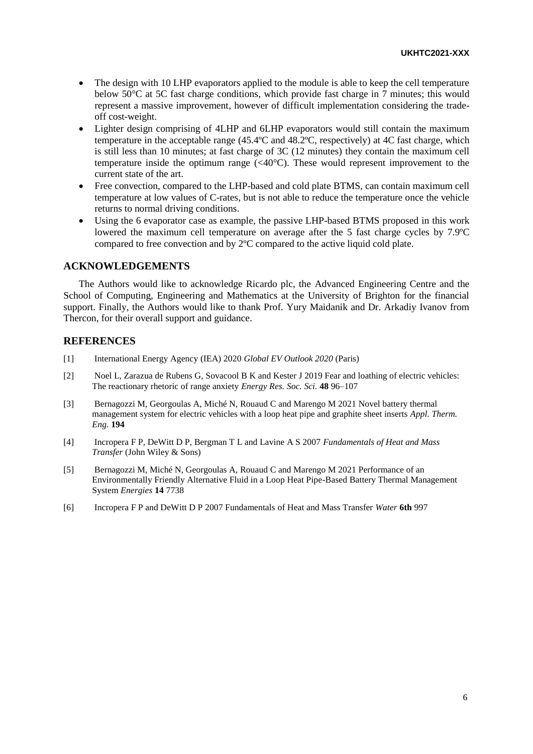- The design with 10 LHP evaporators applied to the module is able to keep the cell temperature below 50°C at 5C fast charge conditions, which provide fast charge in 7 minutes; this would represent a massive improvement, however of difficult implementation considering the trade-off cost-weight.
- Lighter design comprising of 4LHP and 6LHP evaporators would still contain the maximum temperature in the acceptable range (45.4ºC and 48.2ºC, respectively) at 4C fast charge, which is still less than 10 minutes; at fast charge of 3C (12 minutes) they contain the maximum cell temperature inside the optimum range (<40°C). These would represent improvement to the current state of the art.
- Free convection, compared to the LHP-based and cold plate BTMS, can contain maximum cell temperature at low values of C-rates, but is not able to reduce the temperature once the vehicle returns to normal driving conditions.
- Using the 6 evaporator case as example, the passive LHP-based BTMS proposed in this work lowered the maximum cell temperature on average after the 5 fast charge cycles by 7.9ºC compared to free convection and by 2ºC compared to the active liquid cold plate.

## ACKNOWLEDGEMENTS

The Authors would like to acknowledge Ricardo plc, the Advanced Engineering Centre and the School of Computing, Engineering and Mathematics at the University of Brighton for the financial support. Finally, the Authors would like to thank Prof. Yury Maidanik and Dr. Arkadiy Ivanov from Thercon, for their overall support and guidance.

## REFERENCES

[1] International Energy Agency (IEA) 2020 *Global EV Outlook 2020* (Paris)

[2] Noel L, Zarazua de Rubens G, Sovacool B K and Kester J 2019 Fear and loathing of electric vehicles: The reactionary rhetoric of range anxiety *Energy Res. Soc. Sci.* **48** 96–107

[3] Bernagozzi M, Georgoulas A, Miché N, Rouaud C and Marengo M 2021 Novel battery thermal management system for electric vehicles with a loop heat pipe and graphite sheet inserts *Appl. Therm. Eng.* **194**

[4] Incropera F P, DeWitt D P, Bergman T L and Lavine A S 2007 *Fundamentals of Heat and Mass Transfer* (John Wiley & Sons)

[5] Bernagozzi M, Miché N, Georgoulas A, Rouaud C and Marengo M 2021 Performance of an Environmentally Friendly Alternative Fluid in a Loop Heat Pipe-Based Battery Thermal Management System *Energies* **14** 7738

[6] Incropera F P and DeWitt D P 2007 Fundamentals of Heat and Mass Transfer *Water* **6th** 997